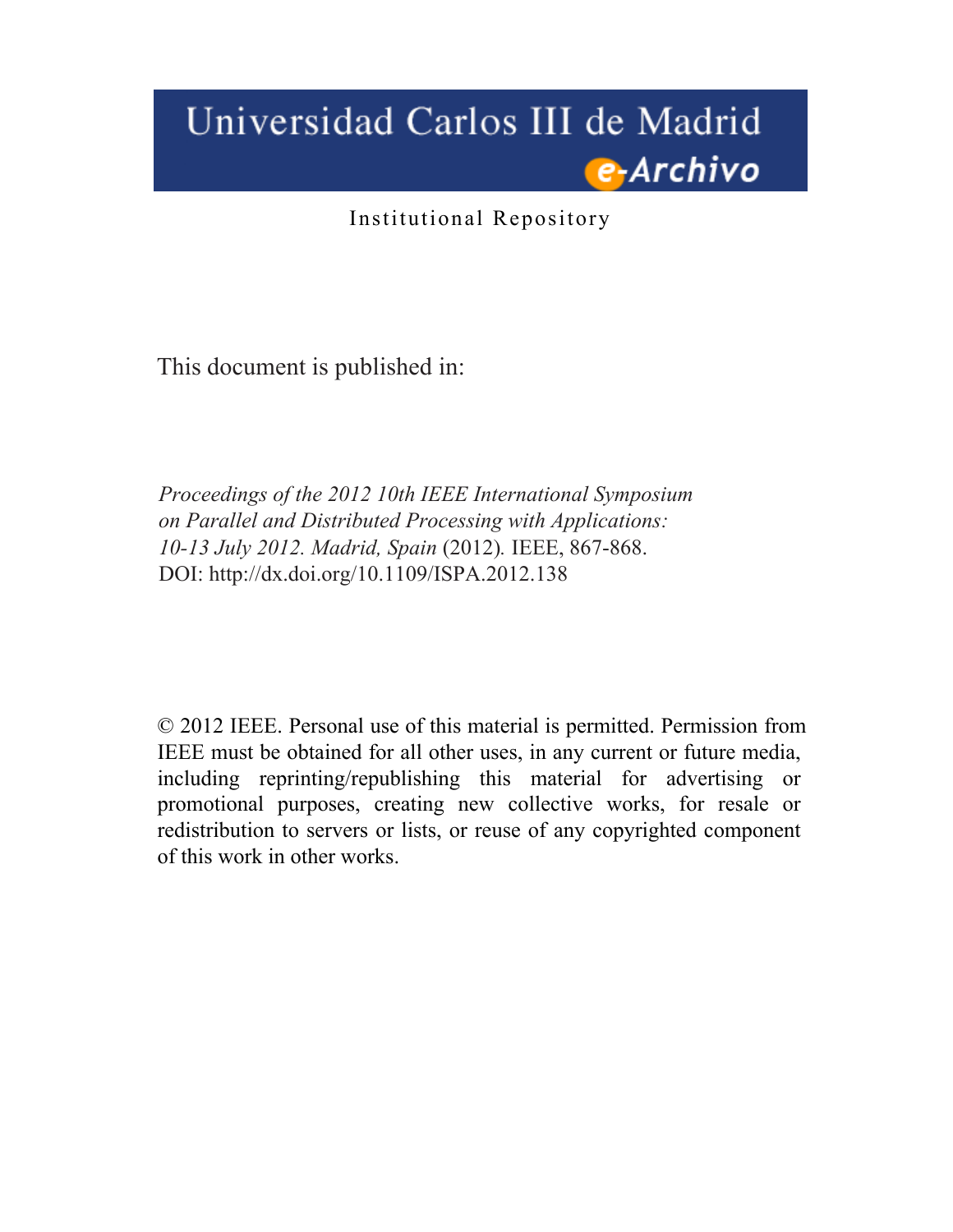Universidad Carlos III de Madrid

e-Archivo

Institutional Repository

This document is published in:

*Proceedings of the 2012 10th IEEE International Symposium on Parallel and Distributed Processing with Applications: 10-13 July 2012. Madrid, Spain* (2012). IEEE, 867-868.
DOI: http://dx.doi.org/10.1109/ISPA.2012.138

© 2012 IEEE. Personal use of this material is permitted. Permission from IEEE must be obtained for all other uses, in any current or future media, including reprinting/republishing this material for advertising or promotional purposes, creating new collective works, for resale or redistribution to servers or lists, or reuse of any copyrighted component of this work in other works.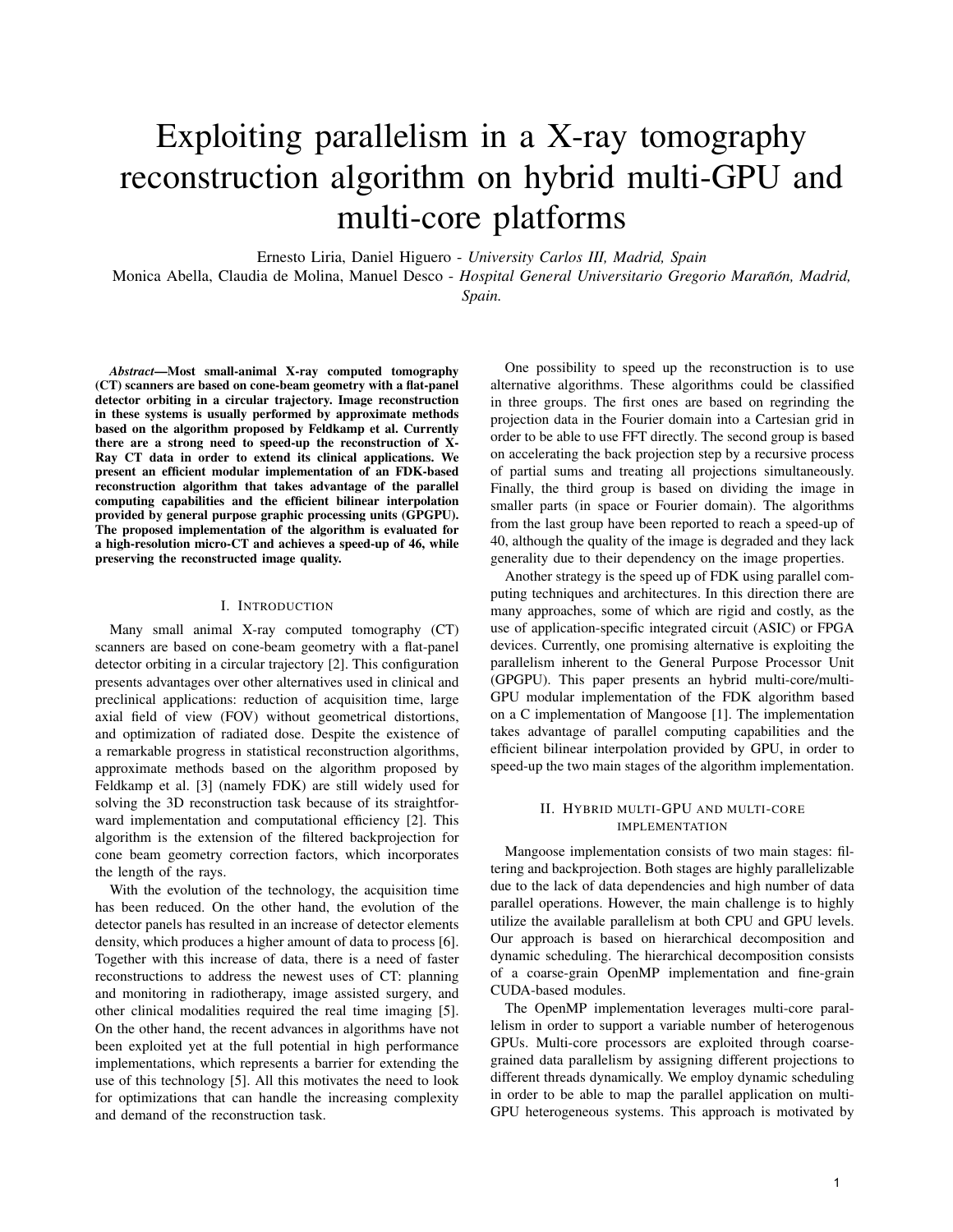# Exploiting parallelism in a X-ray tomography reconstruction algorithm on hybrid multi-GPU and multi-core platforms

Ernesto Liria, Daniel Higuero - *University Carlos III, Madrid, Spain*

Monica Abella, Claudia de Molina, Manuel Desco - *Hospital General Universitario Gregorio Marañón, Madrid, Spain.*

***Abstract*—Most small-animal X-ray computed tomography (CT) scanners are based on cone-beam geometry with a flat-panel detector orbiting in a circular trajectory. Image reconstruction in these systems is usually performed by approximate methods based on the algorithm proposed by Feldkamp et al. Currently there are a strong need to speed-up the reconstruction of X-Ray CT data in order to extend its clinical applications. We present an efficient modular implementation of an FDK-based reconstruction algorithm that takes advantage of the parallel computing capabilities and the efficient bilinear interpolation provided by general purpose graphic processing units (GPGPU). The proposed implementation of the algorithm is evaluated for a high-resolution micro-CT and achieves a speed-up of 46, while preserving the reconstructed image quality.**

## I. Introduction

Many small animal X-ray computed tomography (CT) scanners are based on cone-beam geometry with a flat-panel detector orbiting in a circular trajectory [2]. This configuration presents advantages over other alternatives used in clinical and preclinical applications: reduction of acquisition time, large axial field of view (FOV) without geometrical distortions, and optimization of radiated dose. Despite the existence of a remarkable progress in statistical reconstruction algorithms, approximate methods based on the algorithm proposed by Feldkamp et al. [3] (namely FDK) are still widely used for solving the 3D reconstruction task because of its straightforward implementation and computational efficiency [2]. This algorithm is the extension of the filtered backprojection for cone beam geometry correction factors, which incorporates the length of the rays.

With the evolution of the technology, the acquisition time has been reduced. On the other hand, the evolution of the detector panels has resulted in an increase of detector elements density, which produces a higher amount of data to process [6]. Together with this increase of data, there is a need of faster reconstructions to address the newest uses of CT: planning and monitoring in radiotherapy, image assisted surgery, and other clinical modalities required the real time imaging [5]. On the other hand, the recent advances in algorithms have not been exploited yet at the full potential in high performance implementations, which represents a barrier for extending the use of this technology [5]. All this motivates the need to look for optimizations that can handle the increasing complexity and demand of the reconstruction task.

One possibility to speed up the reconstruction is to use alternative algorithms. These algorithms could be classified in three groups. The first ones are based on regrinding the projection data in the Fourier domain into a Cartesian grid in order to be able to use FFT directly. The second group is based on accelerating the back projection step by a recursive process of partial sums and treating all projections simultaneously. Finally, the third group is based on dividing the image in smaller parts (in space or Fourier domain). The algorithms from the last group have been reported to reach a speed-up of 40, although the quality of the image is degraded and they lack generality due to their dependency on the image properties.

Another strategy is the speed up of FDK using parallel computing techniques and architectures. In this direction there are many approaches, some of which are rigid and costly, as the use of application-specific integrated circuit (ASIC) or FPGA devices. Currently, one promising alternative is exploiting the parallelism inherent to the General Purpose Processor Unit (GPGPU). This paper presents an hybrid multi-core/multi-GPU modular implementation of the FDK algorithm based on a C implementation of Mangoose [1]. The implementation takes advantage of parallel computing capabilities and the efficient bilinear interpolation provided by GPU, in order to speed-up the two main stages of the algorithm implementation.

## II. Hybrid multi-GPU and multi-core implementation

Mangoose implementation consists of two main stages: filtering and backprojection. Both stages are highly parallelizable due to the lack of data dependencies and high number of data parallel operations. However, the main challenge is to highly utilize the available parallelism at both CPU and GPU levels. Our approach is based on hierarchical decomposition and dynamic scheduling. The hierarchical decomposition consists of a coarse-grain OpenMP implementation and fine-grain CUDA-based modules.

The OpenMP implementation leverages multi-core parallelism in order to support a variable number of heterogenous GPUs. Multi-core processors are exploited through coarse-grained data parallelism by assigning different projections to different threads dynamically. We employ dynamic scheduling in order to be able to map the parallel application on multi-GPU heterogeneous systems. This approach is motivated by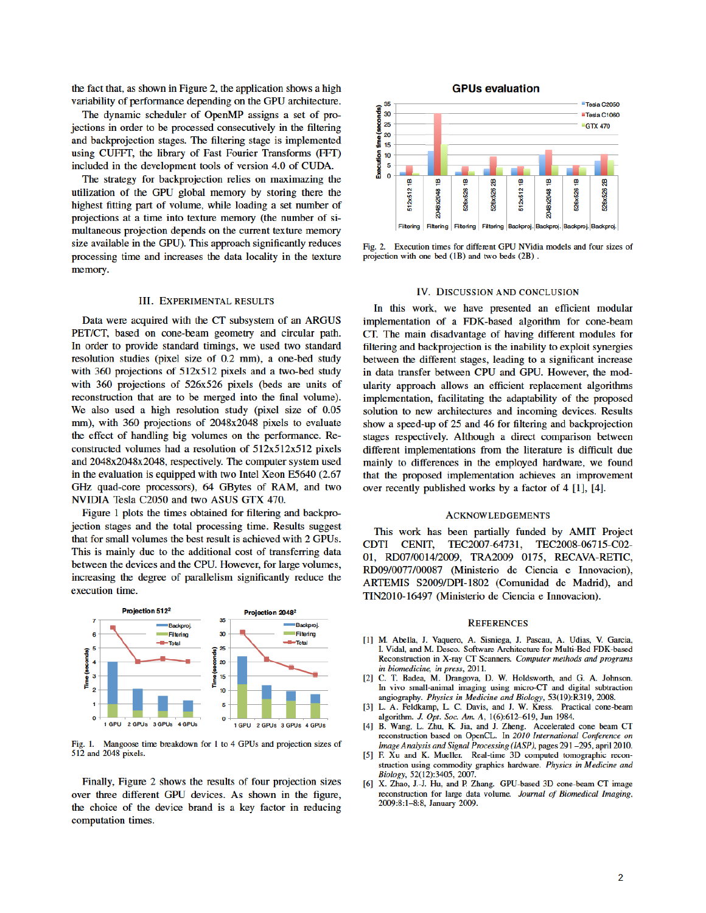the fact that, as shown in Figure 2, the application shows a high variability of performance depending on the GPU architecture.

The dynamic scheduler of OpenMP assigns a set of projections in order to be processed consecutively in the filtering and backprojection stages. The filtering stage is implemented using CUFFT, the library of Fast Fourier Transforms (FFT) included in the development tools of version 4.0 of CUDA.

The strategy for backprojection relies on maximazing the utilization of the GPU global memory by storing there the highest fitting part of volume, while loading a set number of projections at a time into texture memory (the number of simultaneous projection depends on the current texture memory size available in the GPU). This approach significantly reduces processing time and increases the data locality in the texture memory.

## III. Experimental Results

Data were acquired with the CT subsystem of an ARGUS PET/CT, based on cone-beam geometry and circular path. In order to provide standard timings, we used two standard resolution studies (pixel size of 0.2 mm), a one-bed study with 360 projections of 512x512 pixels and a two-bed study with 360 projections of 526x526 pixels (beds are units of reconstruction that are to be merged into the final volume). We also used a high resolution study (pixel size of 0.05 mm), with 360 projections of 2048x2048 pixels to evaluate the effect of handling big volumes on the performance. Reconstructed volumes had a resolution of 512x512x512 pixels and 2048x2048x2048, respectively. The computer system used in the evaluation is equipped with two Intel Xeon E5640 (2.67 GHz quad-core processors), 64 GBytes of RAM, and two NVIDIA Tesla C2050 and two ASUS GTX 470.

Figure 1 plots the times obtained for filtering and backprojection stages and the total processing time. Results suggest that for small volumes the best result is achieved with 2 GPUs. This is mainly due to the additional cost of transferring data between the devices and the CPU. However, for large volumes, increasing the degree of parallelism significantly reduce the execution time.

Projection 512²
Time (seconds)
Backproj.
Filtering
Total
1 GPU 2 GPUs 3 GPUs 4 GPUs

Projection 2048²
Time (seconds)
Backproj.
Filtering
Total
1 GPU 2 GPUs 3 GPUs 4 GPUs

Fig. 1. Mangoose time breakdown for 1 to 4 GPUs and projection sizes of 512 and 2048 pixels.

Finally, Figure 2 shows the results of four projection sizes over three different GPU devices. As shown in the figure, the choice of the device brand is a key factor in reducing computation times.

GPUs evaluation
Execution time (seconds)
Tesla C2050
Tesla C1060
GTX 470
512x512 1B, 2048x2048 1B, 526x526 1B, 526x526 2B, 512x512 1B, 2048x2048 1B, 526x526 1B, 526x526 2B
Filtering, Filtering, Filtering, Filtering, Backproj., Backproj., Backproj., Backproj.

Fig. 2. Execution times for different GPU NVidia models and four sizes of projection with one bed (1B) and two beds (2B) .

## IV. Discussion and Conclusion

In this work, we have presented an efficient modular implementation of a FDK-based algorithm for cone-beam CT. The main disadvantage of having different modules for filtering and backprojection is the inability to exploit synergies between the different stages, leading to a significant increase in data transfer between CPU and GPU. However, the modularity approach allows an efficient replacement algorithms implementation, facilitating the adaptability of the proposed solution to new architectures and incoming devices. Results show a speed-up of 25 and 46 for filtering and backprojection stages respectively. Although a direct comparison between different implementations from the literature is difficult due mainly to differences in the employed hardware, we found that the proposed implementation achieves an improvement over recently published works by a factor of 4 [1], [4].

## Acknowledgements

This work has been partially funded by AMIT Project CDTI CENIT, TEC2007-64731, TEC2008-06715-C02-01, RD07/0014/2009, TRA2009 0175, RECAVA-RETIC, RD09/0077/00087 (Ministerio de Ciencia e Innovacion), ARTEMIS S2009/DPI-1802 (Comunidad de Madrid), and TIN2010-16497 (Ministerio de Ciencia e Innovacion).

## References

[1] M. Abella, J. Vaquero, A. Sisniega, J. Pascau, A. Udias, V. Garcia, I. Vidal, and M. Desco. Software Architecture for Multi-Bed FDK-based Reconstruction in X-ray CT Scanners. *Computer methods and programs in biomedicine, in press*, 2011.

[2] C. T. Badea, M. Drangova, D. W. Holdsworth, and G. A. Johnson. In vivo small-animal imaging using micro-CT and digital subtraction angiography. *Physics in Medicine and Biology*, 53(19):R319, 2008.

[3] L. A. Feldkamp, L. C. Davis, and J. W. Kress. Practical cone-beam algorithm. *J. Opt. Soc. Am. A*, 1(6):612–619, Jun 1984.

[4] B. Wang, L. Zhu, K. Jia, and J. Zheng. Accelerated cone beam CT reconstruction based on OpenCL. In *2010 International Conference on Image Analysis and Signal Processing (IASP)*, pages 291–295, april 2010.

[5] F. Xu and K. Mueller. Real-time 3D computed tomographic reconstruction using commodity graphics hardware. *Physics in Medicine and Biology*, 52(12):3405, 2007.

[6] X. Zhao, J.-J. Hu, and P. Zhang. GPU-based 3D cone-beam CT image reconstruction for large data volume. *Journal of Biomedical Imaging*, 2009:8:1–8:8, January 2009.